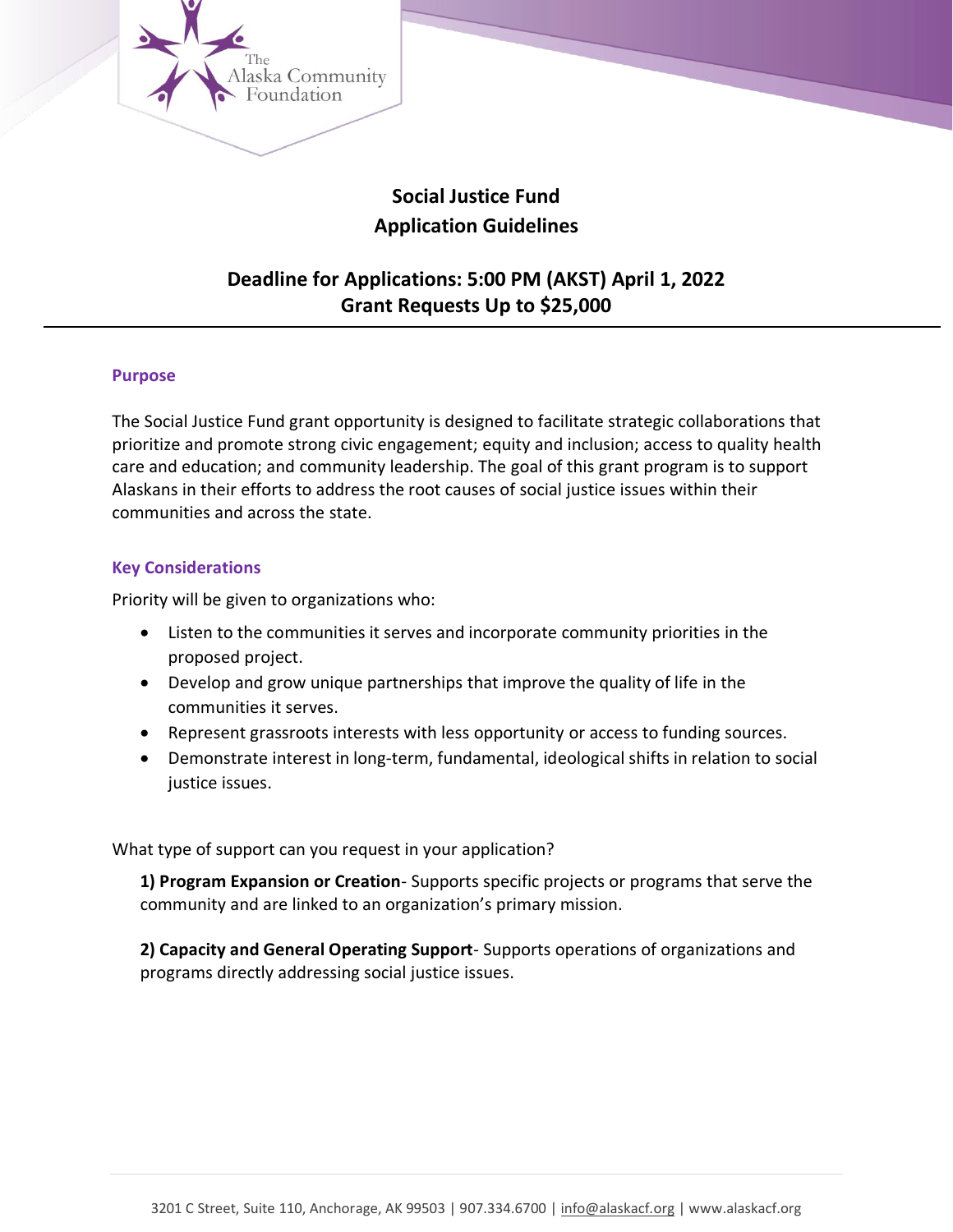# Social Justice Fund
# Application Guidelines

## Deadline for Applications: 5:00 PM (AKST) April 1, 2022
## Grant Requests Up to $25,000

---

### Purpose

The Social Justice Fund grant opportunity is designed to facilitate strategic collaborations that prioritize and promote strong civic engagement; equity and inclusion; access to quality health care and education; and community leadership. The goal of this grant program is to support Alaskans in their efforts to address the root causes of social justice issues within their communities and across the state.

### Key Considerations

Priority will be given to organizations who:

- Listen to the communities it serves and incorporate community priorities in the proposed project.
- Develop and grow unique partnerships that improve the quality of life in the communities it serves.
- Represent grassroots interests with less opportunity or access to funding sources.
- Demonstrate interest in long-term, fundamental, ideological shifts in relation to social justice issues.

What type of support can you request in your application?

**1) Program Expansion or Creation**- Supports specific projects or programs that serve the community and are linked to an organization's primary mission.

**2) Capacity and General Operating Support**- Supports operations of organizations and programs directly addressing social justice issues.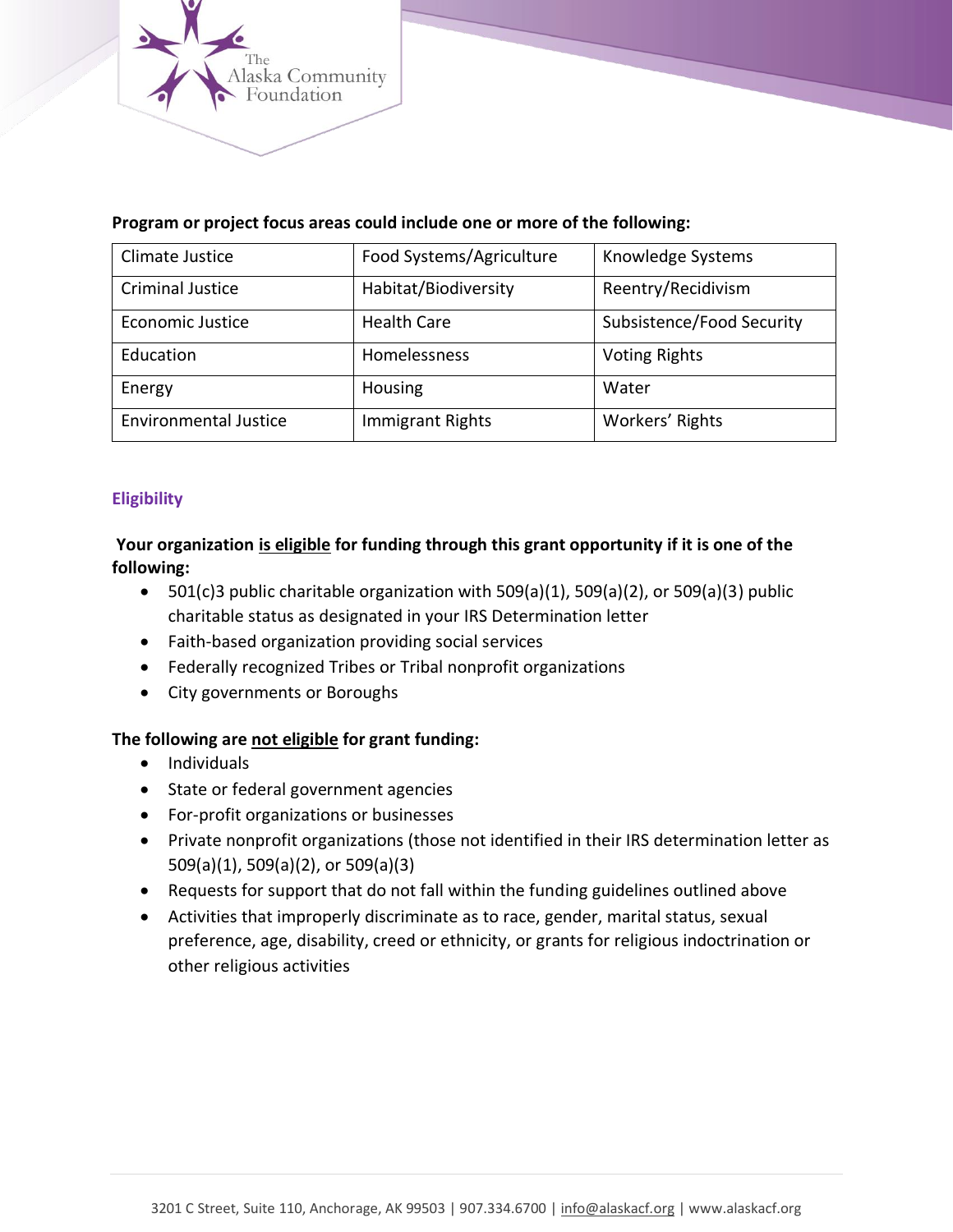**Program or project focus areas could include one or more of the following:**

| Climate Justice | Food Systems/Agriculture | Knowledge Systems |
|---|---|---|
| Criminal Justice | Habitat/Biodiversity | Reentry/Recidivism |
| Economic Justice | Health Care | Subsistence/Food Security |
| Education | Homelessness | Voting Rights |
| Energy | Housing | Water |
| Environmental Justice | Immigrant Rights | Workers' Rights |

## Eligibility

**Your organization <u>is eligible</u> for funding through this grant opportunity if it is one of the following:**

- 501(c)3 public charitable organization with 509(a)(1), 509(a)(2), or 509(a)(3) public charitable status as designated in your IRS Determination letter
- Faith-based organization providing social services
- Federally recognized Tribes or Tribal nonprofit organizations
- City governments or Boroughs

**The following are <u>not eligible</u> for grant funding:**

- Individuals
- State or federal government agencies
- For-profit organizations or businesses
- Private nonprofit organizations (those not identified in their IRS determination letter as 509(a)(1), 509(a)(2), or 509(a)(3)
- Requests for support that do not fall within the funding guidelines outlined above
- Activities that improperly discriminate as to race, gender, marital status, sexual preference, age, disability, creed or ethnicity, or grants for religious indoctrination or other religious activities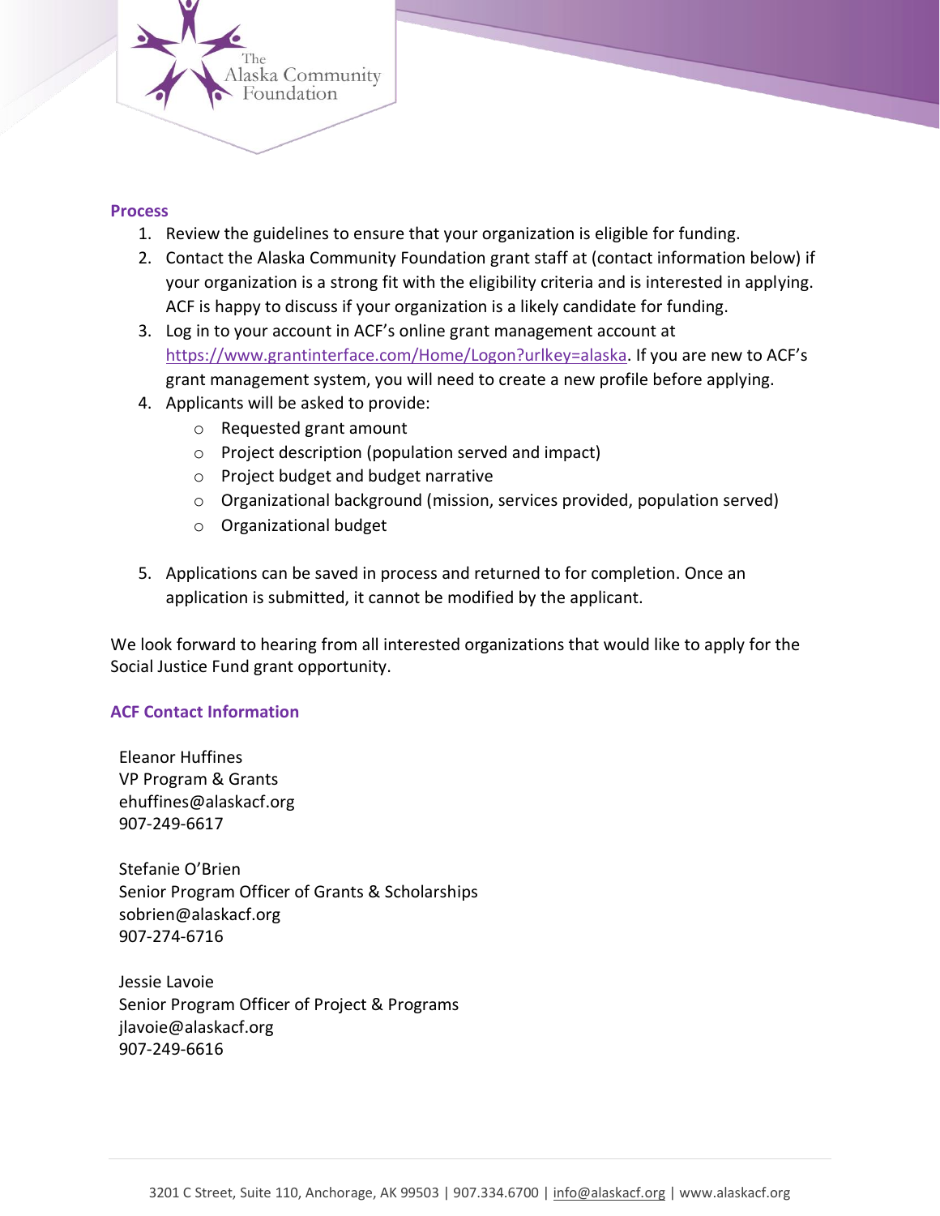## Process

1. Review the guidelines to ensure that your organization is eligible for funding.
2. Contact the Alaska Community Foundation grant staff at (contact information below) if your organization is a strong fit with the eligibility criteria and is interested in applying. ACF is happy to discuss if your organization is a likely candidate for funding.
3. Log in to your account in ACF's online grant management account at https://www.grantinterface.com/Home/Logon?urlkey=alaska. If you are new to ACF's grant management system, you will need to create a new profile before applying.
4. Applicants will be asked to provide:
   - Requested grant amount
   - Project description (population served and impact)
   - Project budget and budget narrative
   - Organizational background (mission, services provided, population served)
   - Organizational budget
5. Applications can be saved in process and returned to for completion. Once an application is submitted, it cannot be modified by the applicant.

We look forward to hearing from all interested organizations that would like to apply for the Social Justice Fund grant opportunity.

## ACF Contact Information

Eleanor Huffines
VP Program & Grants
ehuffines@alaskacf.org
907-249-6617

Stefanie O'Brien
Senior Program Officer of Grants & Scholarships
sobrien@alaskacf.org
907-274-6716

Jessie Lavoie
Senior Program Officer of Project & Programs
jlavoie@alaskacf.org
907-249-6616